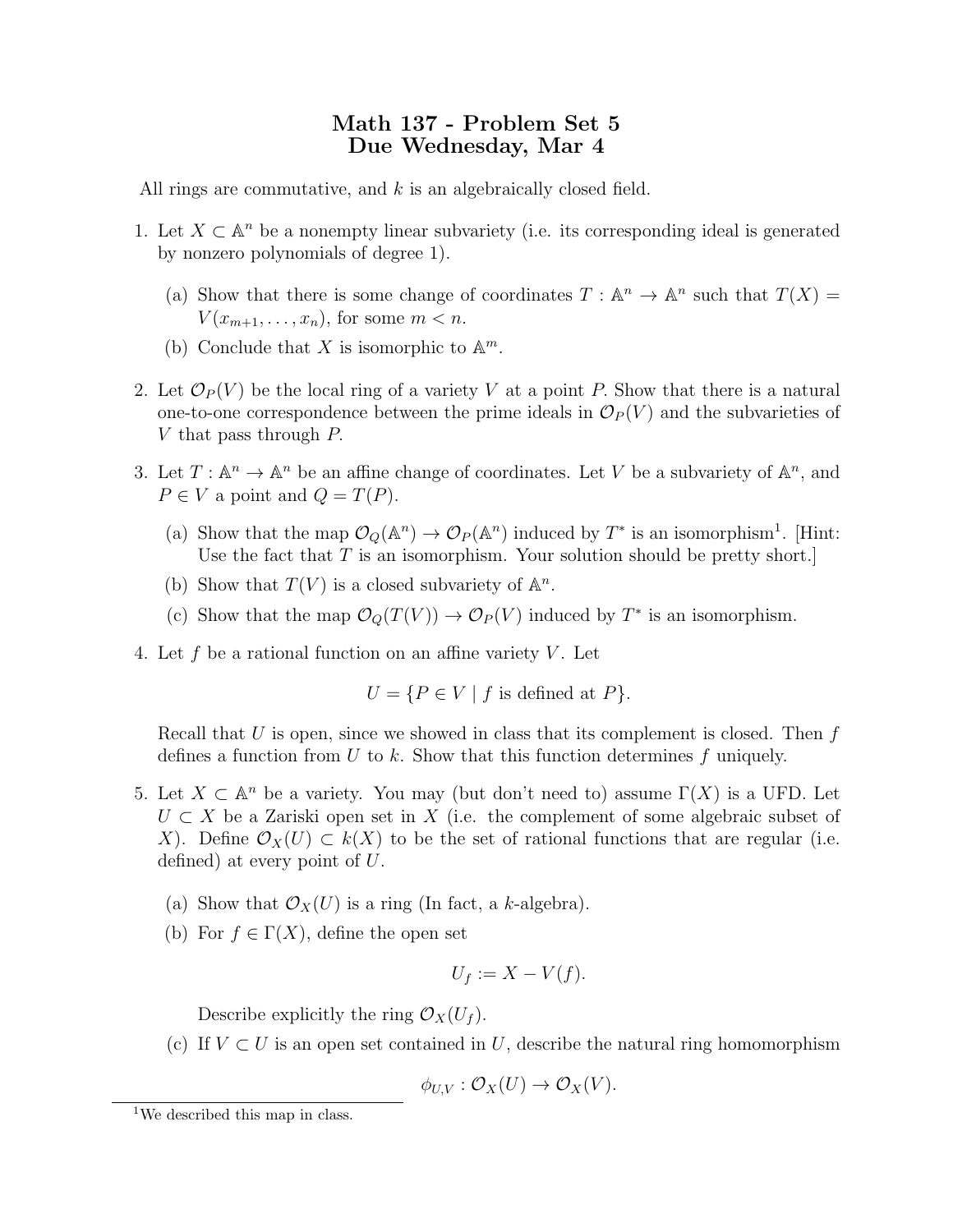# Math 137 - Problem Set 5
# Due Wednesday, Mar 4

All rings are commutative, and $k$ is an algebraically closed field.

1. Let $X \subset \mathbb{A}^n$ be a nonempty linear subvariety (i.e. its corresponding ideal is generated by nonzero polynomials of degree 1).

   (a) Show that there is some change of coordinates $T : \mathbb{A}^n \to \mathbb{A}^n$ such that $T(X) = V(x_{m+1}, \dots, x_n)$, for some $m < n$.

   (b) Conclude that $X$ is isomorphic to $\mathbb{A}^m$.

2. Let $\mathcal{O}_P(V)$ be the local ring of a variety $V$ at a point $P$. Show that there is a natural one-to-one correspondence between the prime ideals in $\mathcal{O}_P(V)$ and the subvarieties of $V$ that pass through $P$.

3. Let $T : \mathbb{A}^n \to \mathbb{A}^n$ be an affine change of coordinates. Let $V$ be a subvariety of $\mathbb{A}^n$, and $P \in V$ a point and $Q = T(P)$.

   (a) Show that the map $\mathcal{O}_Q(\mathbb{A}^n) \to \mathcal{O}_P(\mathbb{A}^n)$ induced by $T^*$ is an isomorphism[1]. [Hint: Use the fact that $T$ is an isomorphism. Your solution should be pretty short.]

   (b) Show that $T(V)$ is a closed subvariety of $\mathbb{A}^n$.

   (c) Show that the map $\mathcal{O}_Q(T(V)) \to \mathcal{O}_P(V)$ induced by $T^*$ is an isomorphism.

4. Let $f$ be a rational function on an affine variety $V$. Let

$$U = \{P \in V \mid f \text{ is defined at } P\}.$$

   Recall that $U$ is open, since we showed in class that its complement is closed. Then $f$ defines a function from $U$ to $k$. Show that this function determines $f$ uniquely.

5. Let $X \subset \mathbb{A}^n$ be a variety. You may (but don't need to) assume $\Gamma(X)$ is a UFD. Let $U \subset X$ be a Zariski open set in $X$ (i.e. the complement of some algebraic subset of $X$). Define $\mathcal{O}_X(U) \subset k(X)$ to be the set of rational functions that are regular (i.e. defined) at every point of $U$.

   (a) Show that $\mathcal{O}_X(U)$ is a ring (In fact, a $k$-algebra).

   (b) For $f \in \Gamma(X)$, define the open set

$$U_f := X - V(f).$$

   Describe explicitly the ring $\mathcal{O}_X(U_f)$.

   (c) If $V \subset U$ is an open set contained in $U$, describe the natural ring homomorphism

$$\phi_{U,V} : \mathcal{O}_X(U) \to \mathcal{O}_X(V).$$

[1] We described this map in class.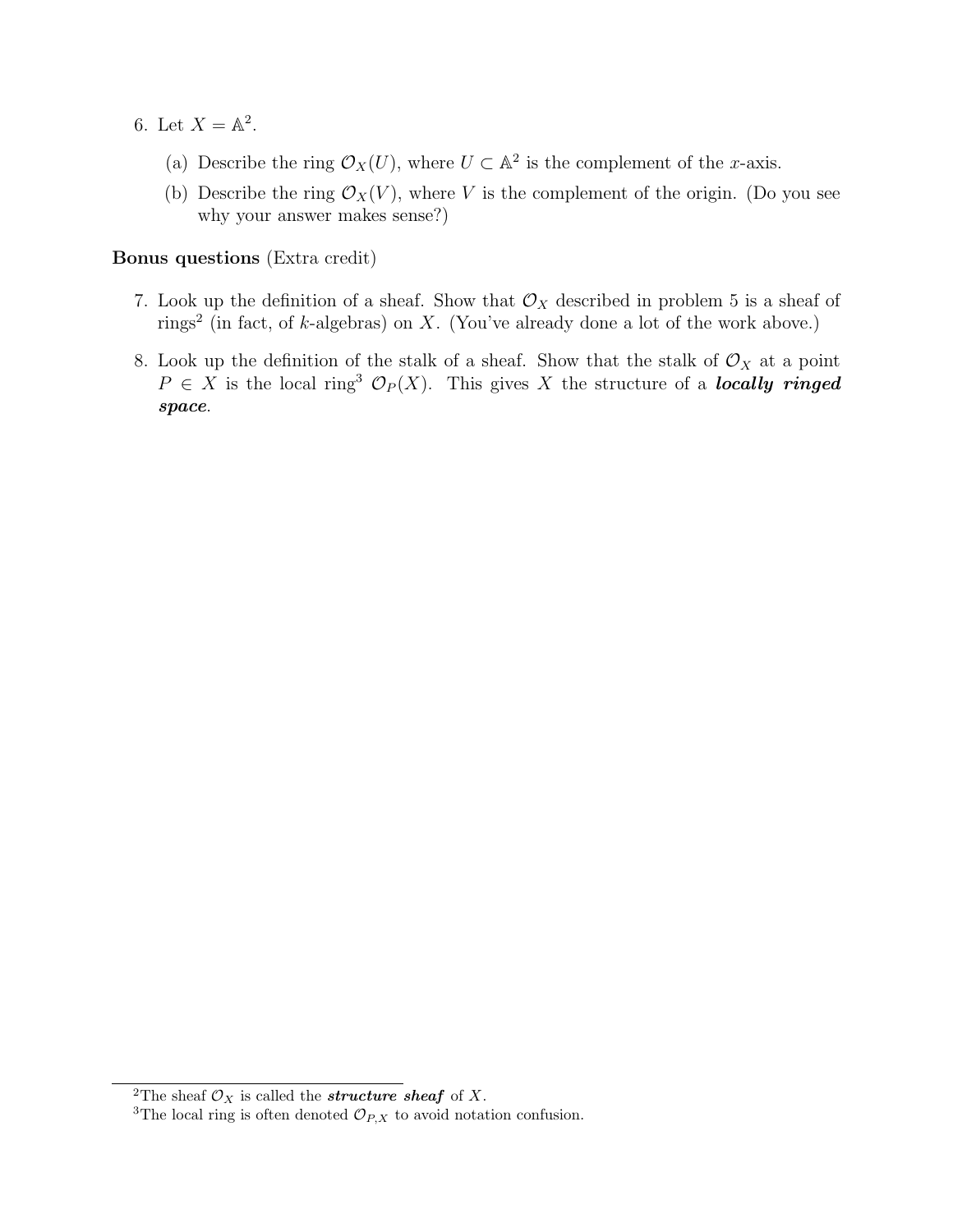6. Let $X = \mathbb{A}^2$.

   (a) Describe the ring $\mathcal{O}_X(U)$, where $U \subset \mathbb{A}^2$ is the complement of the $x$-axis.

   (b) Describe the ring $\mathcal{O}_X(V)$, where $V$ is the complement of the origin. (Do you see why your answer makes sense?)

**Bonus questions** (Extra credit)

7. Look up the definition of a sheaf. Show that $\mathcal{O}_X$ described in problem 5 is a sheaf of rings[2] (in fact, of $k$-algebras) on $X$. (You've already done a lot of the work above.)

8. Look up the definition of the stalk of a sheaf. Show that the stalk of $\mathcal{O}_X$ at a point $P \in X$ is the local ring[3] $\mathcal{O}_P(X)$. This gives $X$ the structure of a ***locally ringed space***.

---

[2] The sheaf $\mathcal{O}_X$ is called the ***structure sheaf*** of $X$.

[3] The local ring is often denoted $\mathcal{O}_{P,X}$ to avoid notation confusion.